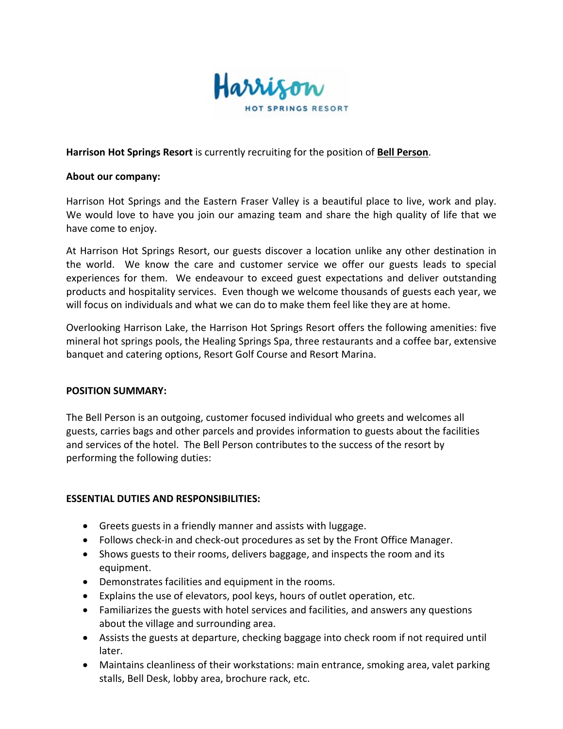**Harrison Hot Springs Resort** is currently recruiting for the position of **Bell Person**.

**About our company:**

Harrison Hot Springs and the Eastern Fraser Valley is a beautiful place to live, work and play. We would love to have you join our amazing team and share the high quality of life that we have come to enjoy.

At Harrison Hot Springs Resort, our guests discover a location unlike any other destination in the world. We know the care and customer service we offer our guests leads to special experiences for them. We endeavour to exceed guest expectations and deliver outstanding products and hospitality services. Even though we welcome thousands of guests each year, we will focus on individuals and what we can do to make them feel like they are at home.

Overlooking Harrison Lake, the Harrison Hot Springs Resort offers the following amenities: five mineral hot springs pools, the Healing Springs Spa, three restaurants and a coffee bar, extensive banquet and catering options, Resort Golf Course and Resort Marina.

**POSITION SUMMARY:**

The Bell Person is an outgoing, customer focused individual who greets and welcomes all guests, carries bags and other parcels and provides information to guests about the facilities and services of the hotel. The Bell Person contributes to the success of the resort by performing the following duties:

**ESSENTIAL DUTIES AND RESPONSIBILITIES:**

- Greets guests in a friendly manner and assists with luggage.
- Follows check-in and check-out procedures as set by the Front Office Manager.
- Shows guests to their rooms, delivers baggage, and inspects the room and its equipment.
- Demonstrates facilities and equipment in the rooms.
- Explains the use of elevators, pool keys, hours of outlet operation, etc.
- Familiarizes the guests with hotel services and facilities, and answers any questions about the village and surrounding area.
- Assists the guests at departure, checking baggage into check room if not required until later.
- Maintains cleanliness of their workstations: main entrance, smoking area, valet parking stalls, Bell Desk, lobby area, brochure rack, etc.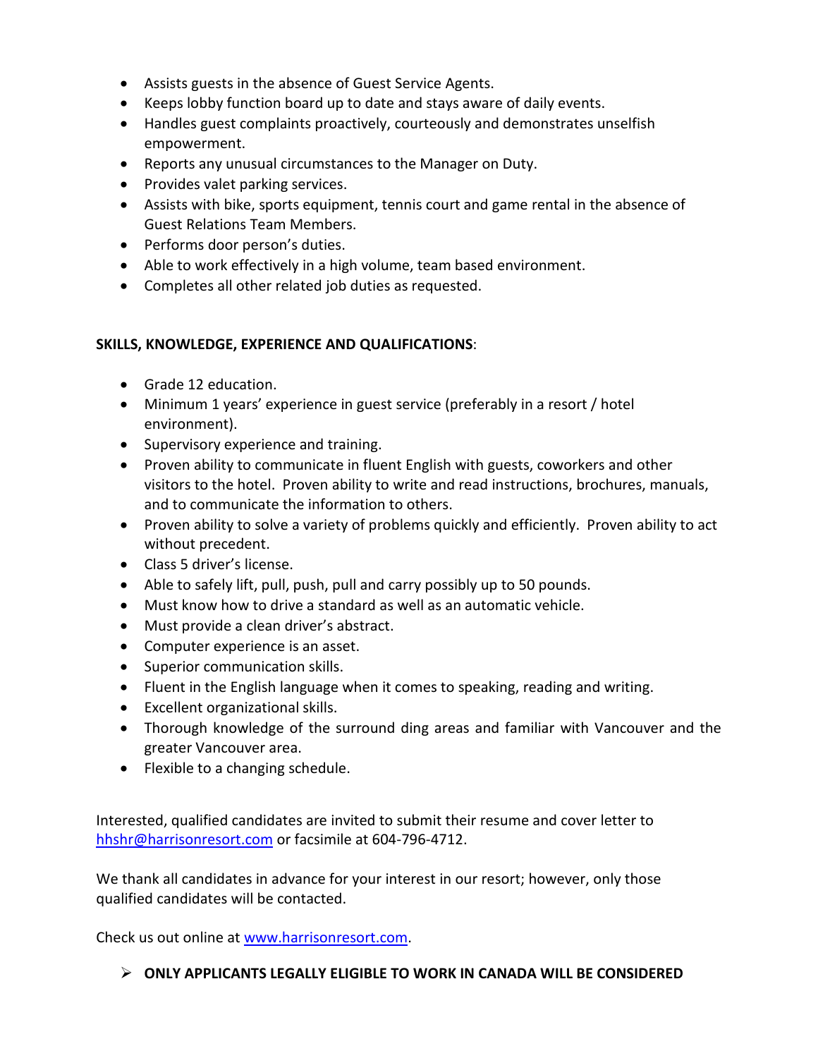- Assists guests in the absence of Guest Service Agents.
- Keeps lobby function board up to date and stays aware of daily events.
- Handles guest complaints proactively, courteously and demonstrates unselfish empowerment.
- Reports any unusual circumstances to the Manager on Duty.
- Provides valet parking services.
- Assists with bike, sports equipment, tennis court and game rental in the absence of Guest Relations Team Members.
- Performs door person's duties.
- Able to work effectively in a high volume, team based environment.
- Completes all other related job duties as requested.

**SKILLS, KNOWLEDGE, EXPERIENCE AND QUALIFICATIONS**:

- Grade 12 education.
- Minimum 1 years' experience in guest service (preferably in a resort / hotel environment).
- Supervisory experience and training.
- Proven ability to communicate in fluent English with guests, coworkers and other visitors to the hotel. Proven ability to write and read instructions, brochures, manuals, and to communicate the information to others.
- Proven ability to solve a variety of problems quickly and efficiently. Proven ability to act without precedent.
- Class 5 driver's license.
- Able to safely lift, pull, push, pull and carry possibly up to 50 pounds.
- Must know how to drive a standard as well as an automatic vehicle.
- Must provide a clean driver's abstract.
- Computer experience is an asset.
- Superior communication skills.
- Fluent in the English language when it comes to speaking, reading and writing.
- Excellent organizational skills.
- Thorough knowledge of the surround ding areas and familiar with Vancouver and the greater Vancouver area.
- Flexible to a changing schedule.

Interested, qualified candidates are invited to submit their resume and cover letter to [hhshr@harrisonresort.com](mailto:hhshr@harrisonresort.com) or facsimile at 604-796-4712.

We thank all candidates in advance for your interest in our resort; however, only those qualified candidates will be contacted.

Check us out online at [www.harrisonresort.com](http://www.harrisonresort.com).

- **ONLY APPLICANTS LEGALLY ELIGIBLE TO WORK IN CANADA WILL BE CONSIDERED**